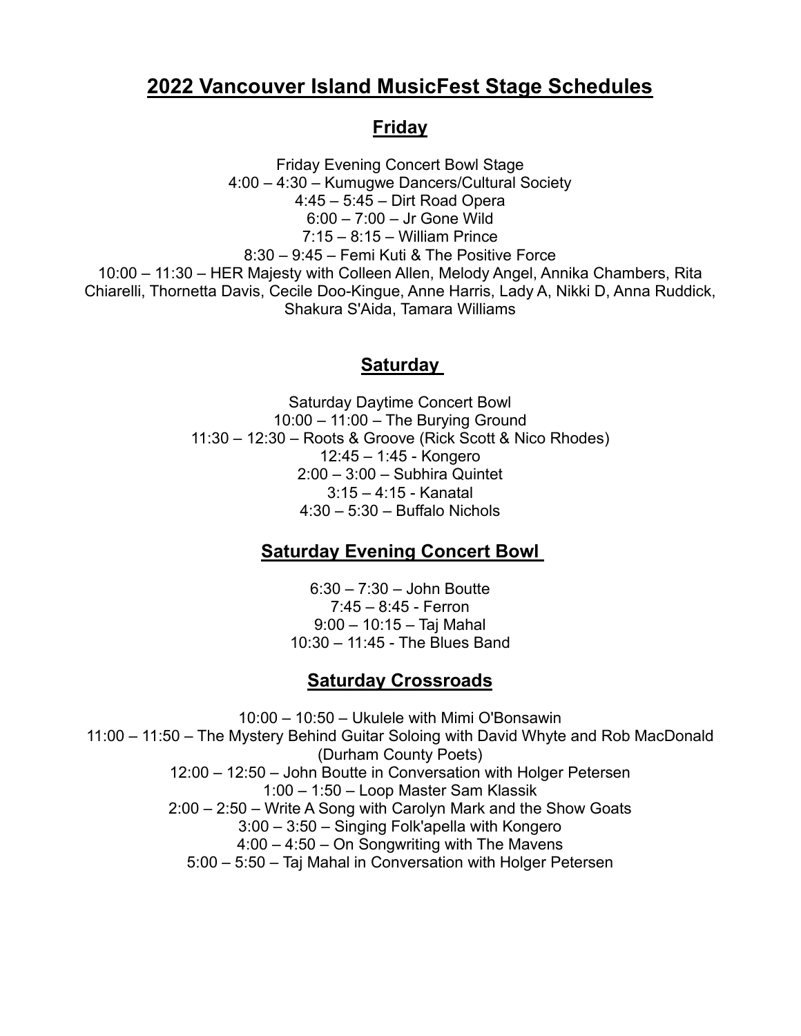# 2022 Vancouver Island MusicFest Stage Schedules

## Friday

Friday Evening Concert Bowl Stage
4:00 – 4:30 – Kumugwe Dancers/Cultural Society
4:45 – 5:45 – Dirt Road Opera
6:00 – 7:00 – Jr Gone Wild
7:15 – 8:15 – William Prince
8:30 – 9:45 – Femi Kuti & The Positive Force
10:00 – 11:30 – HER Majesty with Colleen Allen, Melody Angel, Annika Chambers, Rita Chiarelli, Thornetta Davis, Cecile Doo-Kingue, Anne Harris, Lady A, Nikki D, Anna Ruddick, Shakura S'Aida, Tamara Williams

## Saturday

Saturday Daytime Concert Bowl
10:00 – 11:00 – The Burying Ground
11:30 – 12:30 – Roots & Groove (Rick Scott & Nico Rhodes)
12:45 – 1:45 - Kongero
2:00 – 3:00 – Subhira Quintet
3:15 – 4:15 - Kanatal
4:30 – 5:30 – Buffalo Nichols

## Saturday Evening Concert Bowl

6:30 – 7:30 – John Boutte
7:45 – 8:45 - Ferron
9:00 – 10:15 – Taj Mahal
10:30 – 11:45 - The Blues Band

## Saturday Crossroads

10:00 – 10:50 – Ukulele with Mimi O'Bonsawin
11:00 – 11:50 – The Mystery Behind Guitar Soloing with David Whyte and Rob MacDonald (Durham County Poets)
12:00 – 12:50 – John Boutte in Conversation with Holger Petersen
1:00 – 1:50 – Loop Master Sam Klassik
2:00 – 2:50 – Write A Song with Carolyn Mark and the Show Goats
3:00 – 3:50 – Singing Folk'apella with Kongero
4:00 – 4:50 – On Songwriting with The Mavens
5:00 – 5:50 – Taj Mahal in Conversation with Holger Petersen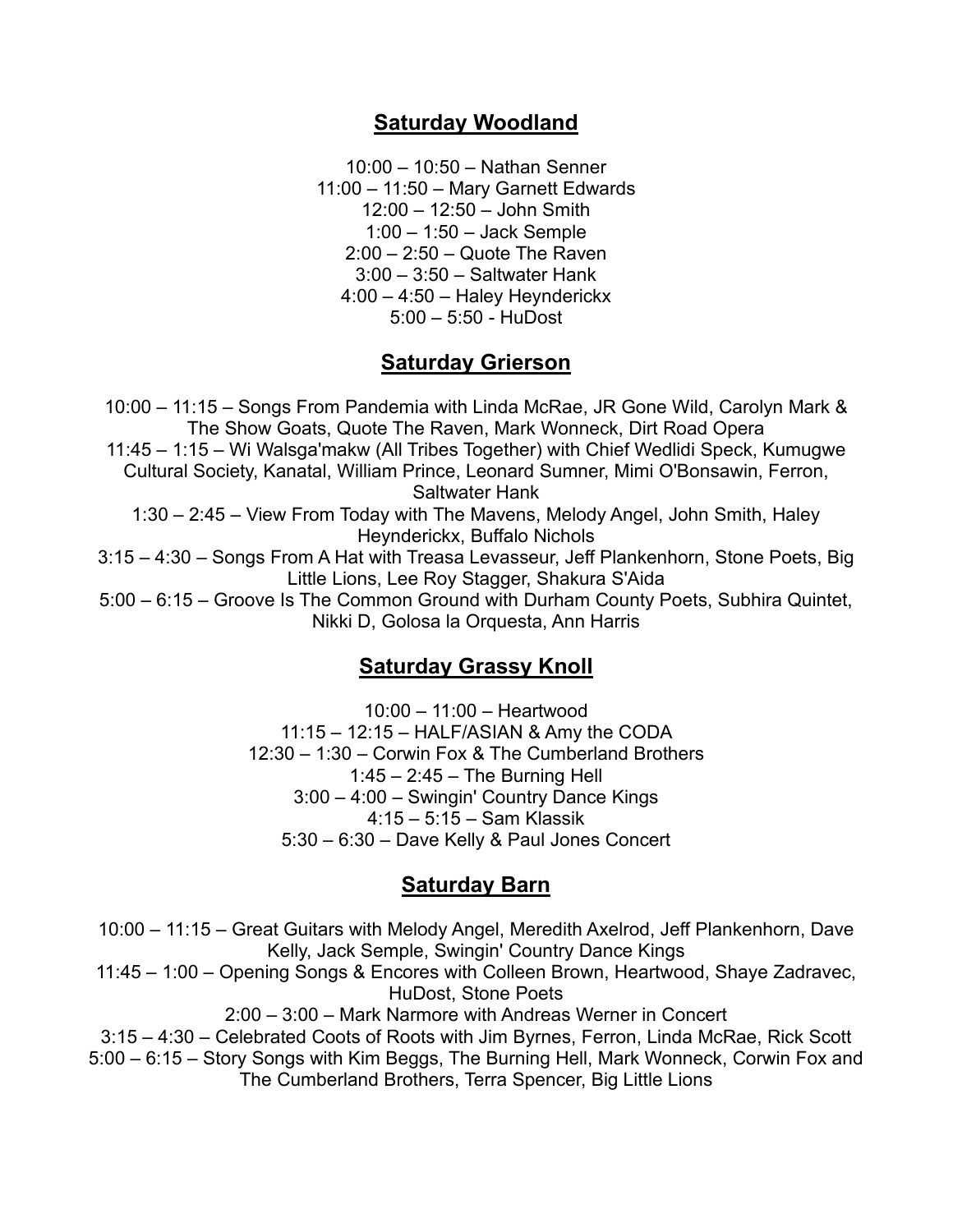## Saturday Woodland

10:00 – 10:50 – Nathan Senner
11:00 – 11:50 – Mary Garnett Edwards
12:00 – 12:50 – John Smith
1:00 – 1:50 – Jack Semple
2:00 – 2:50 – Quote The Raven
3:00 – 3:50 – Saltwater Hank
4:00 – 4:50 – Haley Heynderickx
5:00 – 5:50 - HuDost

## Saturday Grierson

10:00 – 11:15 – Songs From Pandemia with Linda McRae, JR Gone Wild, Carolyn Mark & The Show Goats, Quote The Raven, Mark Wonneck, Dirt Road Opera
11:45 – 1:15 – Wi Walsga'makw (All Tribes Together) with Chief Wedlidi Speck, Kumugwe Cultural Society, Kanatal, William Prince, Leonard Sumner, Mimi O'Bonsawin, Ferron, Saltwater Hank
1:30 – 2:45 – View From Today with The Mavens, Melody Angel, John Smith, Haley Heynderickx, Buffalo Nichols
3:15 – 4:30 – Songs From A Hat with Treasa Levasseur, Jeff Plankenhorn, Stone Poets, Big Little Lions, Lee Roy Stagger, Shakura S'Aida
5:00 – 6:15 – Groove Is The Common Ground with Durham County Poets, Subhira Quintet, Nikki D, Golosa la Orquesta, Ann Harris

## Saturday Grassy Knoll

10:00 – 11:00 – Heartwood
11:15 – 12:15 – HALF/ASIAN & Amy the CODA
12:30 – 1:30 – Corwin Fox & The Cumberland Brothers
1:45 – 2:45 – The Burning Hell
3:00 – 4:00 – Swingin' Country Dance Kings
4:15 – 5:15 – Sam Klassik
5:30 – 6:30 – Dave Kelly & Paul Jones Concert

## Saturday Barn

10:00 – 11:15 – Great Guitars with Melody Angel, Meredith Axelrod, Jeff Plankenhorn, Dave Kelly, Jack Semple, Swingin' Country Dance Kings
11:45 – 1:00 – Opening Songs & Encores with Colleen Brown, Heartwood, Shaye Zadravec, HuDost, Stone Poets
2:00 – 3:00 – Mark Narmore with Andreas Werner in Concert
3:15 – 4:30 – Celebrated Coots of Roots with Jim Byrnes, Ferron, Linda McRae, Rick Scott
5:00 – 6:15 – Story Songs with Kim Beggs, The Burning Hell, Mark Wonneck, Corwin Fox and The Cumberland Brothers, Terra Spencer, Big Little Lions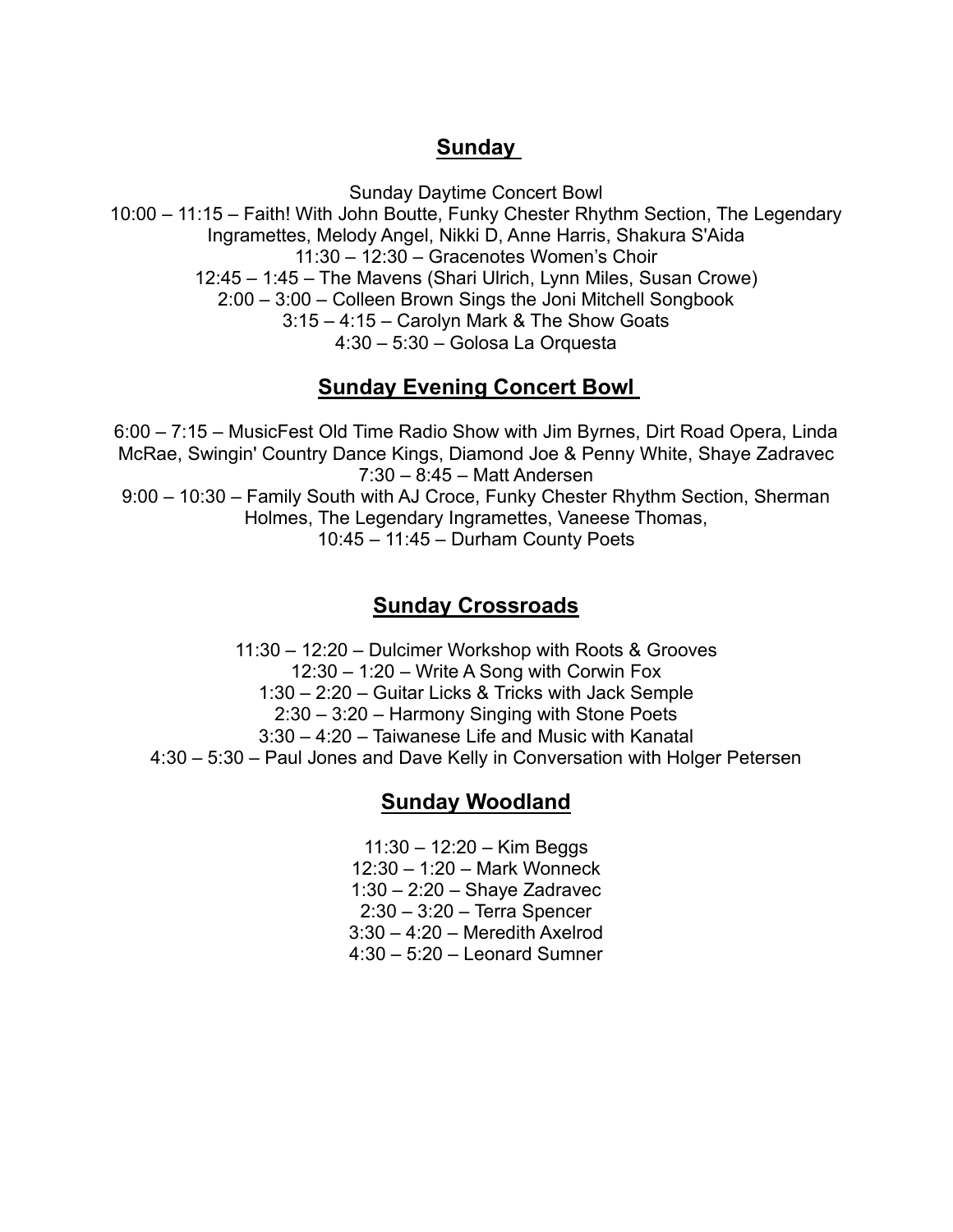## Sunday

Sunday Daytime Concert Bowl

10:00 – 11:15 – Faith! With John Boutte, Funky Chester Rhythm Section, The Legendary Ingramettes, Melody Angel, Nikki D, Anne Harris, Shakura S'Aida

11:30 – 12:30 – Gracenotes Women's Choir

12:45 – 1:45 – The Mavens (Shari Ulrich, Lynn Miles, Susan Crowe)

2:00 – 3:00 – Colleen Brown Sings the Joni Mitchell Songbook

3:15 – 4:15 – Carolyn Mark & The Show Goats

4:30 – 5:30 – Golosa La Orquesta

## Sunday Evening Concert Bowl

6:00 – 7:15 – MusicFest Old Time Radio Show with Jim Byrnes, Dirt Road Opera, Linda McRae, Swingin' Country Dance Kings, Diamond Joe & Penny White, Shaye Zadravec

7:30 – 8:45 – Matt Andersen

9:00 – 10:30 – Family South with AJ Croce, Funky Chester Rhythm Section, Sherman Holmes, The Legendary Ingramettes, Vaneese Thomas,

10:45 – 11:45 – Durham County Poets

## Sunday Crossroads

11:30 – 12:20 – Dulcimer Workshop with Roots & Grooves

12:30 – 1:20 – Write A Song with Corwin Fox

1:30 – 2:20 – Guitar Licks & Tricks with Jack Semple

2:30 – 3:20 – Harmony Singing with Stone Poets

3:30 – 4:20 – Taiwanese Life and Music with Kanatal

4:30 – 5:30 – Paul Jones and Dave Kelly in Conversation with Holger Petersen

## Sunday Woodland

11:30 – 12:20 – Kim Beggs

12:30 – 1:20 – Mark Wonneck

1:30 – 2:20 – Shaye Zadravec

2:30 – 3:20 – Terra Spencer

3:30 – 4:20 – Meredith Axelrod

4:30 – 5:20 – Leonard Sumner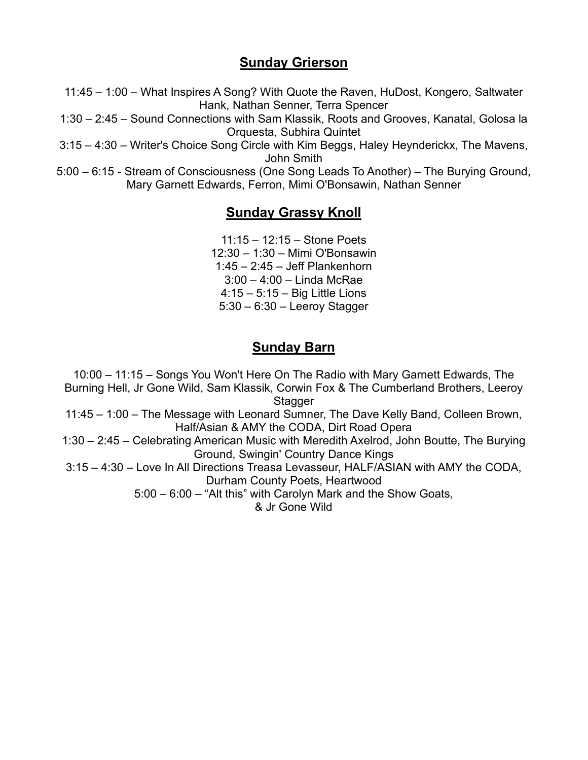## Sunday Grierson

11:45 – 1:00 – What Inspires A Song? With Quote the Raven, HuDost, Kongero, Saltwater Hank, Nathan Senner, Terra Spencer

1:30 – 2:45 – Sound Connections with Sam Klassik, Roots and Grooves, Kanatal, Golosa la Orquesta, Subhira Quintet

3:15 – 4:30 – Writer's Choice Song Circle with Kim Beggs, Haley Heynderickx, The Mavens, John Smith

5:00 – 6:15 - Stream of Consciousness (One Song Leads To Another) – The Burying Ground, Mary Garnett Edwards, Ferron, Mimi O'Bonsawin, Nathan Senner

## Sunday Grassy Knoll

11:15 – 12:15 – Stone Poets

12:30 – 1:30 – Mimi O'Bonsawin

1:45 – 2:45 – Jeff Plankenhorn

3:00 – 4:00 – Linda McRae

4:15 – 5:15 – Big Little Lions

5:30 – 6:30 – Leeroy Stagger

## Sunday Barn

10:00 – 11:15 – Songs You Won't Here On The Radio with Mary Garnett Edwards, The Burning Hell, Jr Gone Wild, Sam Klassik, Corwin Fox & The Cumberland Brothers, Leeroy Stagger

11:45 – 1:00 – The Message with Leonard Sumner, The Dave Kelly Band, Colleen Brown, Half/Asian & AMY the CODA, Dirt Road Opera

1:30 – 2:45 – Celebrating American Music with Meredith Axelrod, John Boutte, The Burying Ground, Swingin' Country Dance Kings

3:15 – 4:30 – Love In All Directions Treasa Levasseur, HALF/ASIAN with AMY the CODA, Durham County Poets, Heartwood

5:00 – 6:00 – "Alt this" with Carolyn Mark and the Show Goats, & Jr Gone Wild